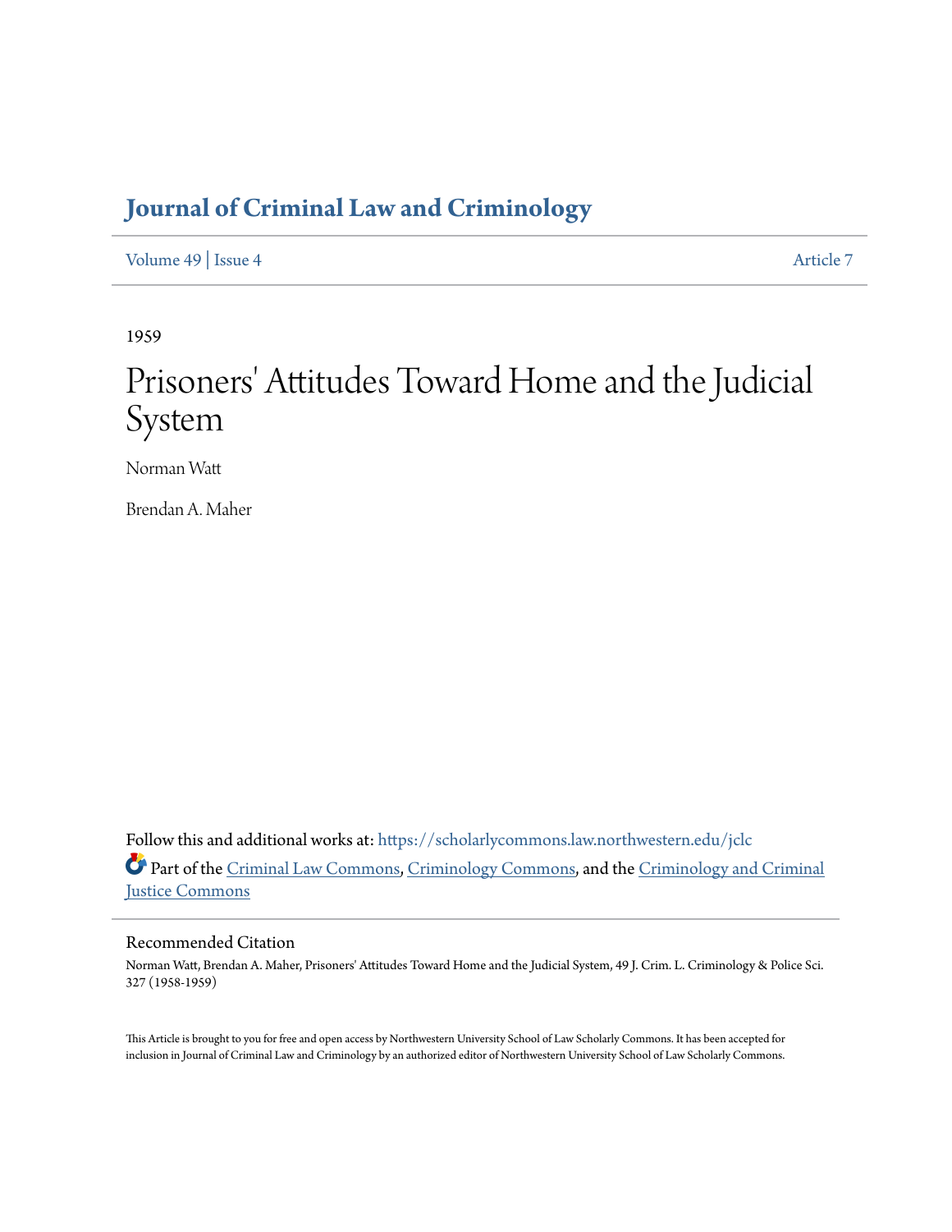# Journal of Criminal Law and Criminology

Volume 49 | Issue 4 Article 7

1959

# Prisoners' Attitudes Toward Home and the Judicial System

Norman Watt

Brendan A. Maher

Follow this and additional works at: https://scholarlycommons.law.northwestern.edu/jclc

Part of the Criminal Law Commons, Criminology Commons, and the Criminology and Criminal Justice Commons

## Recommended Citation

Norman Watt, Brendan A. Maher, Prisoners' Attitudes Toward Home and the Judicial System, 49 J. Crim. L. Criminology & Police Sci. 327 (1958-1959)

This Article is brought to you for free and open access by Northwestern University School of Law Scholarly Commons. It has been accepted for inclusion in Journal of Criminal Law and Criminology by an authorized editor of Northwestern University School of Law Scholarly Commons.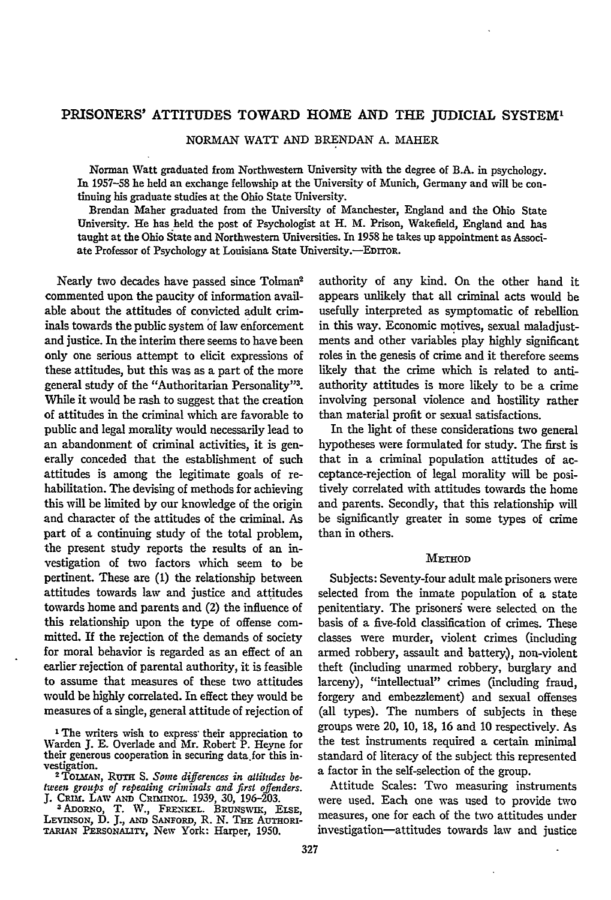# PRISONERS' ATTITUDES TOWARD HOME AND THE JUDICIAL SYSTEM[1]

NORMAN WATT AND BRENDAN A. MAHER

Norman Watt graduated from Northwestern University with the degree of B.A. in psychology. In 1957–58 he held an exchange fellowship at the University of Munich, Germany and will be continuing his graduate studies at the Ohio State University.

Brendan Maher graduated from the University of Manchester, England and the Ohio State University. He has held the post of Psychologist at H. M. Prison, Wakefield, England and has taught at the Ohio State and Northwestern Universities. In 1958 he takes up appointment as Associate Professor of Psychology at Louisiana State University.—EDITOR.

Nearly two decades have passed since Tolman[2] commented upon the paucity of information available about the attitudes of convicted adult criminals towards the public system of law enforcement and justice. In the interim there seems to have been only one serious attempt to elicit expressions of these attitudes, but this was as a part of the more general study of the "Authoritarian Personality"[3]. While it would be rash to suggest that the creation of attitudes in the criminal which are favorable to public and legal morality would necessarily lead to an abandonment of criminal activities, it is generally conceded that the establishment of such attitudes is among the legitimate goals of rehabilitation. The devising of methods for achieving this will be limited by our knowledge of the origin and character of the attitudes of the criminal. As part of a continuing study of the total problem, the present study reports the results of an investigation of two factors which seem to be pertinent. These are (1) the relationship between attitudes towards law and justice and attitudes towards home and parents and (2) the influence of this relationship upon the type of offense committed. If the rejection of the demands of society for moral behavior is regarded as an effect of an earlier rejection of parental authority, it is feasible to assume that measures of these two attitudes would be highly correlated. In effect they would be measures of a single, general attitude of rejection of authority of any kind. On the other hand it appears unlikely that all criminal acts would be usefully interpreted as symptomatic of rebellion in this way. Economic motives, sexual maladjustments and other variables play highly significant roles in the genesis of crime and it therefore seems likely that the crime which is related to anti-authority attitudes is more likely to be a crime involving personal violence and hostility rather than material profit or sexual satisfactions.

In the light of these considerations two general hypotheses were formulated for study. The first is that in a criminal population attitudes of acceptance-rejection of legal morality will be positively correlated with attitudes towards the home and parents. Secondly, that this relationship will be significantly greater in some types of crime than in others.

## METHOD

Subjects: Seventy-four adult male prisoners were selected from the inmate population of a state penitentiary. The prisoners were selected on the basis of a five-fold classification of crimes. These classes were murder, violent crimes (including armed robbery, assault and battery), non-violent theft (including unarmed robbery, burglary and larceny), "intellectual" crimes (including fraud, forgery and embezzlement) and sexual offenses (all types). The numbers of subjects in these groups were 20, 10, 18, 16 and 10 respectively. As the test instruments required a certain minimal standard of literacy of the subject this represented a factor in the self-selection of the group.

Attitude Scales: Two measuring instruments were used. Each one was used to provide two measures, one for each of the two attitudes under investigation—attitudes towards law and justice

---

[1] The writers wish to express their appreciation to Warden J. E. Overlade and Mr. Robert P. Heyne for their generous cooperation in securing data for this investigation.

[2] TOLMAN, RUTH S. *Some differences in attitudes between groups of repeating criminals and first offenders.* J. CRIM. LAW AND CRIMINOL. 1939, 30, 196–203.

[3] ADORNO, T. W., FRENKEL. BRUNSWIK, ELSE, LEVINSON, D. J., AND SANFORD, R. N. THE AUTHORITARIAN PERSONALITY, New York: Harper, 1950.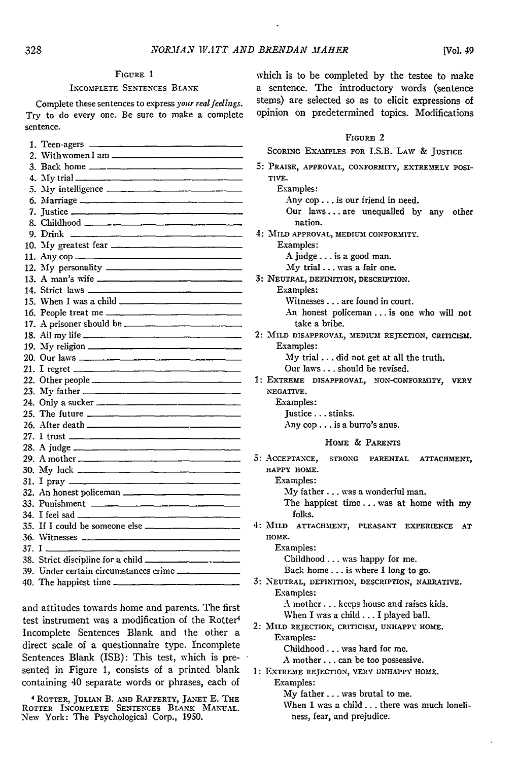FIGURE 1

INCOMPLETE SENTENCES BLANK

Complete these sentences to express *your real feelings.* Try to do every one. Be sure to make a complete sentence.

1. Teen-agers \_\_\_\_\_\_\_\_\_\_
2. With women I am \_\_\_\_\_\_\_\_\_\_
3. Back home \_\_\_\_\_\_\_\_\_\_
4. My trial \_\_\_\_\_\_\_\_\_\_
5. My intelligence \_\_\_\_\_\_\_\_\_\_
6. Marriage \_\_\_\_\_\_\_\_\_\_
7. Justice \_\_\_\_\_\_\_\_\_\_
8. Childhood \_\_\_\_\_\_\_\_\_\_
9. Drink \_\_\_\_\_\_\_\_\_\_
10. My greatest fear \_\_\_\_\_\_\_\_\_\_
11. Any cop \_\_\_\_\_\_\_\_\_\_
12. My personality \_\_\_\_\_\_\_\_\_\_
13. A man's wife \_\_\_\_\_\_\_\_\_\_
14. Strict laws \_\_\_\_\_\_\_\_\_\_
15. When I was a child \_\_\_\_\_\_\_\_\_\_
16. People treat me \_\_\_\_\_\_\_\_\_\_
17. A prisoner should be \_\_\_\_\_\_\_\_\_\_
18. All my life \_\_\_\_\_\_\_\_\_\_
19. My religion \_\_\_\_\_\_\_\_\_\_
20. Our laws \_\_\_\_\_\_\_\_\_\_
21. I regret \_\_\_\_\_\_\_\_\_\_
22. Other people \_\_\_\_\_\_\_\_\_\_
23. My father \_\_\_\_\_\_\_\_\_\_
24. Only a sucker \_\_\_\_\_\_\_\_\_\_
25. The future \_\_\_\_\_\_\_\_\_\_
26. After death \_\_\_\_\_\_\_\_\_\_
27. I trust \_\_\_\_\_\_\_\_\_\_
28. A judge \_\_\_\_\_\_\_\_\_\_
29. A mother \_\_\_\_\_\_\_\_\_\_
30. My luck \_\_\_\_\_\_\_\_\_\_
31. I pray \_\_\_\_\_\_\_\_\_\_
32. An honest policeman \_\_\_\_\_\_\_\_\_\_
33. Punishment \_\_\_\_\_\_\_\_\_\_
34. I feel sad \_\_\_\_\_\_\_\_\_\_
35. If I could be someone else \_\_\_\_\_\_\_\_\_\_
36. Witnesses \_\_\_\_\_\_\_\_\_\_
37. I \_\_\_\_\_\_\_\_\_\_
38. Strict discipline for a child \_\_\_\_\_\_\_\_\_\_
39. Under certain circumstances crime \_\_\_\_\_\_\_\_\_\_
40. The happiest time \_\_\_\_\_\_\_\_\_\_

and attitudes towards home and parents. The first test instrument was a modification of the Rotter[4] Incomplete Sentences Blank and the other a direct scale of a questionnaire type. Incomplete Sentences Blank (ISB): This test, which is presented in Figure 1, consists of a printed blank containing 40 separate words or phrases, each of which is to be completed by the testee to make a sentence. The introductory words (sentence stems) are selected so as to elicit expressions of opinion on predetermined topics. Modifications

FIGURE 2

SCORING EXAMPLES FOR I.S.B. LAW & JUSTICE

5: PRAISE, APPROVAL, CONFORMITY, EXTREMELY POSITIVE.
 Examples:
 Any cop . . . is our friend in need.
 Our laws . . . are unequalled by any other nation.

4: MILD APPROVAL, MEDIUM CONFORMITY.
 Examples:
 A judge . . . is a good man.
 My trial . . . was a fair one.

3: NEUTRAL, DEFINITION, DESCRIPTION.
 Examples:
 Witnesses . . . are found in court.
 An honest policeman . . . is one who will not take a bribe.

2: MILD DISAPPROVAL, MEDIUM REJECTION, CRITICISM.
 Examples:
 My trial . . . did not get at all the truth.
 Our laws . . . should be revised.

1: EXTREME DISAPPROVAL, NON-CONFORMITY, VERY NEGATIVE.
 Examples:
 Justice . . . stinks.
 Any cop . . . is a burro's anus.

HOME & PARENTS

5: ACCEPTANCE, STRONG PARENTAL ATTACHMENT, HAPPY HOME.
 Examples:
 My father . . . was a wonderful man.
 The happiest time . . . was at home with my folks.

4: MILD ATTACHMENT, PLEASANT EXPERIENCE AT HOME.
 Examples:
 Childhood . . . was happy for me.
 Back home . . . is where I long to go.

3: NEUTRAL, DEFINITION, DESCRIPTION, NARRATIVE.
 Examples:
 A mother . . . keeps house and raises kids.
 When I was a child . . . I played ball.

2: MILD REJECTION, CRITICISM, UNHAPPY HOME.
 Examples:
 Childhood . . . was hard for me.
 A mother . . . can be too possessive.

1: EXTREME REJECTION, VERY UNHAPPY HOME.
 Examples:
 My father . . . was brutal to me.
 When I was a child . . . there was much loneliness, fear, and prejudice.

[4] ROTTER, JULIAN B. AND RAFFERTY, JANET E. THE ROTTER INCOMPLETE SENTENCES BLANK MANUAL. New York: The Psychological Corp., 1950.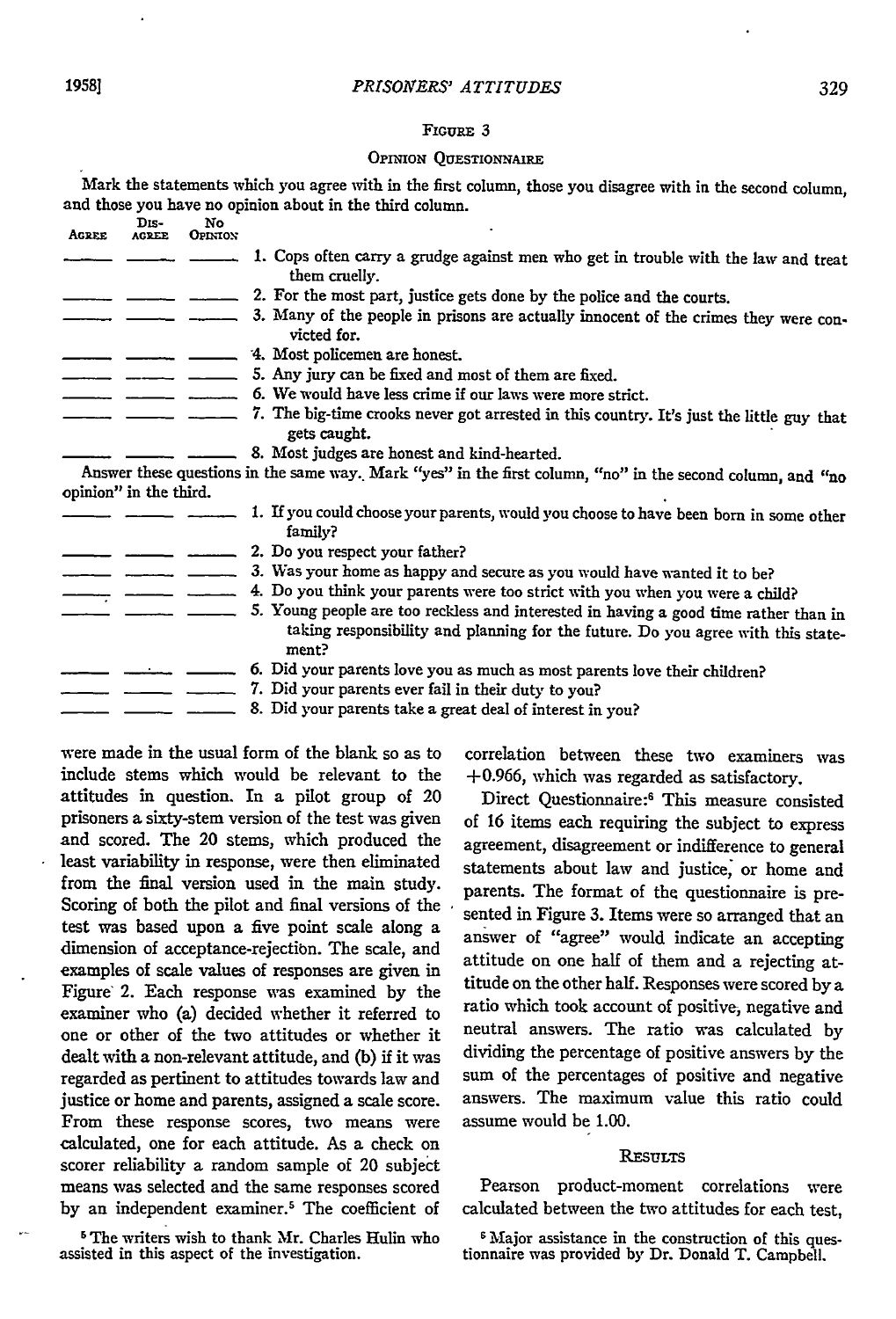FIGURE 3

OPINION QUESTIONNAIRE

Mark the statements which you agree with in the first column, those you disagree with in the second column, and those you have no opinion about in the third column.

| Agree | Disagree | No Opinion | |
|---|---|---|---|
| ______ | ______ | ______ | 1. Cops often carry a grudge against men who get in trouble with the law and treat them cruelly. |
| ______ | ______ | ______ | 2. For the most part, justice gets done by the police and the courts. |
| ______ | ______ | ______ | 3. Many of the people in prisons are actually innocent of the crimes they were convicted for. |
| ______ | ______ | ______ | 4. Most policemen are honest. |
| ______ | ______ | ______ | 5. Any jury can be fixed and most of them are fixed. |
| ______ | ______ | ______ | 6. We would have less crime if our laws were more strict. |
| ______ | ______ | ______ | 7. The big-time crooks never got arrested in this country. It's just the little guy that gets caught. |
| ______ | ______ | ______ | 8. Most judges are honest and kind-hearted. |

Answer these questions in the same way. Mark "yes" in the first column, "no" in the second column, and "no opinion" in the third.

| | | | |
|---|---|---|---|
| ______ | ______ | ______ | 1. If you could choose your parents, would you choose to have been born in some other family? |
| ______ | ______ | ______ | 2. Do you respect your father? |
| ______ | ______ | ______ | 3. Was your home as happy and secure as you would have wanted it to be? |
| ______ | ______ | ______ | 4. Do you think your parents were too strict with you when you were a child? |
| ______ | ______ | ______ | 5. Young people are too reckless and interested in having a good time rather than in taking responsibility and planning for the future. Do you agree with this statement? |
| ______ | ______ | ______ | 6. Did your parents love you as much as most parents love their children? |
| ______ | ______ | ______ | 7. Did your parents ever fail in their duty to you? |
| ______ | ______ | ______ | 8. Did your parents take a great deal of interest in you? |

were made in the usual form of the blank so as to include stems which would be relevant to the attitudes in question. In a pilot group of 20 prisoners a sixty-stem version of the test was given and scored. The 20 stems, which produced the least variability in response, were then eliminated from the final version used in the main study. Scoring of both the pilot and final versions of the test was based upon a five point scale along a dimension of acceptance-rejection. The scale, and examples of scale values of responses are given in Figure 2. Each response was examined by the examiner who (a) decided whether it referred to one or other of the two attitudes or whether it dealt with a non-relevant attitude, and (b) if it was regarded as pertinent to attitudes towards law and justice or home and parents, assigned a scale score. From these response scores, two means were calculated, one for each attitude. As a check on scorer reliability a random sample of 20 subject means was selected and the same responses scored by an independent examiner.[5] The coefficient of correlation between these two examiners was $+0.966$, which was regarded as satisfactory.

Direct Questionnaire:[6] This measure consisted of 16 items each requiring the subject to express agreement, disagreement or indifference to general statements about law and justice, or home and parents. The format of the questionnaire is presented in Figure 3. Items were so arranged that an answer of "agree" would indicate an accepting attitude on one half of them and a rejecting attitude on the other half. Responses were scored by a ratio which took account of positive, negative and neutral answers. The ratio was calculated by dividing the percentage of positive answers by the sum of the percentages of positive and negative answers. The maximum value this ratio could assume would be 1.00.

## RESULTS

Pearson product-moment correlations were calculated between the two attitudes for each test,

[5] The writers wish to thank Mr. Charles Hulin who assisted in this aspect of the investigation.

[6] Major assistance in the construction of this questionnaire was provided by Dr. Donald T. Campbell.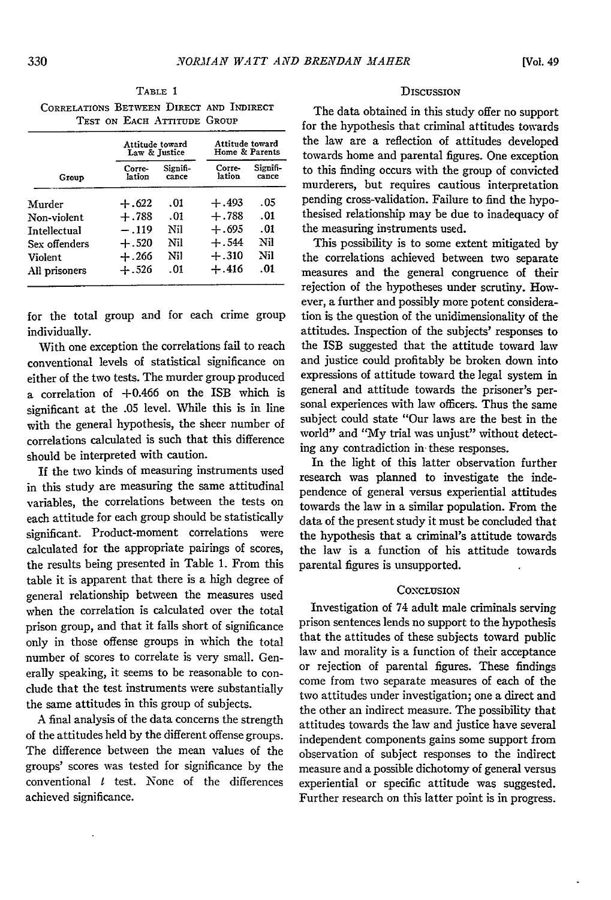TABLE 1
CORRELATIONS BETWEEN DIRECT AND INDIRECT TEST ON EACH ATTITUDE GROUP

| Group | Attitude toward Law & Justice | | Attitude toward Home & Parents | |
|---|---|---|---|---|
| | Correlation | Significance | Correlation | Significance |
| Murder | +.622 | .01 | +.493 | .05 |
| Non-violent | +.788 | .01 | +.788 | .01 |
| Intellectual | −.119 | Nil | +.695 | .01 |
| Sex offenders | +.520 | Nil | +.544 | Nil |
| Violent | +.266 | Nil | +.310 | Nil |
| All prisoners | +.526 | .01 | +.416 | .01 |

for the total group and for each crime group individually.

With one exception the correlations fail to reach conventional levels of statistical significance on either of the two tests. The murder group produced a correlation of +0.466 on the ISB which is significant at the .05 level. While this is in line with the general hypothesis, the sheer number of correlations calculated is such that this difference should be interpreted with caution.

If the two kinds of measuring instruments used in this study are measuring the same attitudinal variables, the correlations between the tests on each attitude for each group should be statistically significant. Product-moment correlations were calculated for the appropriate pairings of scores, the results being presented in Table 1. From this table it is apparent that there is a high degree of general relationship between the measures used when the correlation is calculated over the total prison group, and that it falls short of significance only in those offense groups in which the total number of scores to correlate is very small. Generally speaking, it seems to be reasonable to conclude that the test instruments were substantially the same attitudes in this group of subjects.

A final analysis of the data concerns the strength of the attitudes held by the different offense groups. The difference between the mean values of the groups' scores was tested for significance by the conventional $t$ test. None of the differences achieved significance.

## DISCUSSION

The data obtained in this study offer no support for the hypothesis that criminal attitudes towards the law are a reflection of attitudes developed towards home and parental figures. One exception to this finding occurs with the group of convicted murderers, but requires cautious interpretation pending cross-validation. Failure to find the hypothesised relationship may be due to inadequacy of the measuring instruments used.

This possibility is to some extent mitigated by the correlations achieved between two separate measures and the general congruence of their rejection of the hypotheses under scrutiny. However, a further and possibly more potent consideration is the question of the unidimensionality of the attitudes. Inspection of the subjects' responses to the ISB suggested that the attitude toward law and justice could profitably be broken down into expressions of attitude toward the legal system in general and attitude towards the prisoner's personal experiences with law officers. Thus the same subject could state "Our laws are the best in the world" and "My trial was unjust" without detecting any contradiction in these responses.

In the light of this latter observation further research was planned to investigate the independence of general versus experiential attitudes towards the law in a similar population. From the data of the present study it must be concluded that the hypothesis that a criminal's attitude towards the law is a function of his attitude towards parental figures is unsupported.

## CONCLUSION

Investigation of 74 adult male criminals serving prison sentences lends no support to the hypothesis that the attitudes of these subjects toward public law and morality is a function of their acceptance or rejection of parental figures. These findings come from two separate measures of each of the two attitudes under investigation; one a direct and the other an indirect measure. The possibility that attitudes towards the law and justice have several independent components gains some support from observation of subject responses to the indirect measure and a possible dichotomy of general versus experiential or specific attitude was suggested. Further research on this latter point is in progress.